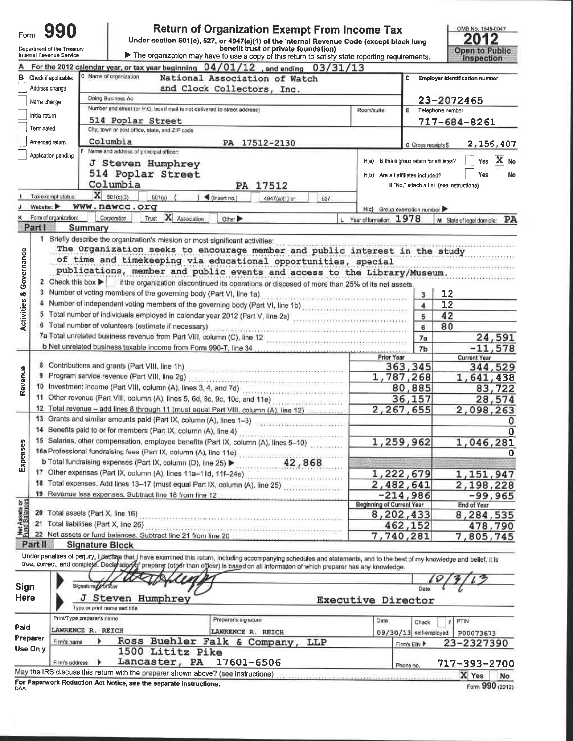Form **990**

# Return of Organization Exempt From Income Tax

Under section 501(c), 527, or 4947(a)(1) of the Internal Revenue Code (except black lung benefit trust or private foundation)

▶ The organization may have to use a copy of this return to satisfy state reporting requirements.

Department of the Treasury
Internal Revenue Service

OMB No. 1545-0047

**2012**

**Open to Public Inspection**

**A** For the 2012 calendar year, or tax year beginning 04/01/12, and ending 03/31/13

**B** Check if applicable:
- Address change
- Name change
- Initial return
- Terminated
- Amended return
- Application pending

**C** Name of organization: National Association of Watch and Clock Collectors, Inc.

Doing Business As

Number and street (or P.O. box if mail is not delivered to street address): 514 Poplar Street

City, town or post office, state, and ZIP code: Columbia PA 17512-2130

**D** Employer identification number: 23-2072465

**E** Telephone number: 717-684-8261

**G** Gross receipts $ 2,156,407

**F** Name and address of principal officer:
J Steven Humphrey
514 Poplar Street
Columbia PA 17512

H(a) Is this a group return for affiliates? Yes [ ] No [X]

H(b) Are all affiliates included? Yes [ ] No [ ]
If "No," attach a list. (see instructions)

**I** Tax-exempt status: [X] 501(c)(3) [ ] 501(c) ( ) ◀ (insert no.) [ ] 4947(a)(1) or [ ] 527

**J** Website: ▶ www.nawcc.org

H(c) Group exemption number ▶

**K** Form of organization: [ ] Corporation [ ] Trust [X] Association [ ] Other ▶

**L** Year of formation: 1978

**M** State of legal domicile: PA

## Part I Summary

**Activities & Governance**

1 Briefly describe the organization's mission or most significant activities:
The Organization seeks to encourage member and public interest in the study of time and timekeeping via educational opportunities, special publications, member and public events and access to the Library/Museum.

2 Check this box ▶ [ ] if the organization discontinued its operations or disposed of more than 25% of its net assets.

| | | | |
|---|---|---|---|
| 3 | Number of voting members of the governing body (Part VI, line 1a) | 3 | 12 |
| 4 | Number of independent voting members of the governing body (Part VI, line 1b) | 4 | 12 |
| 5 | Total number of individuals employed in calendar year 2012 (Part V, line 2a) | 5 | 42 |
| 6 | Total number of volunteers (estimate if necessary) | 6 | 80 |
| 7a | Total unrelated business revenue from Part VIII, column (C), line 12 | 7a | 24,591 |
| b | Net unrelated business taxable income from Form 990-T, line 34 | 7b | -11,578 |

| | | Prior Year | Current Year |
|---|---|---|---|
| **Revenue** | | | |
| 8 | Contributions and grants (Part VIII, line 1h) | 363,345 | 344,529 |
| 9 | Program service revenue (Part VIII, line 2g) | 1,787,268 | 1,641,438 |
| 10 | Investment income (Part VIII, column (A), lines 3, 4, and 7d) | 80,885 | 83,722 |
| 11 | Other revenue (Part VIII, column (A), lines 5, 6d, 8c, 9c, 10c, and 11e) | 36,157 | 28,574 |
| 12 | Total revenue – add lines 8 through 11 (must equal Part VIII, column (A), line 12) | 2,267,655 | 2,098,263 |
| **Expenses** | | | |
| 13 | Grants and similar amounts paid (Part IX, column (A), lines 1–3) | | 0 |
| 14 | Benefits paid to or for members (Part IX, column (A), line 4) | | 0 |
| 15 | Salaries, other compensation, employee benefits (Part IX, column (A), lines 5–10) | 1,259,962 | 1,046,281 |
| 16a | Professional fundraising fees (Part IX, column (A), line 11e) | | 0 |
| b | Total fundraising expenses (Part IX, column (D), line 25) ▶ 42,868 | | |
| 17 | Other expenses (Part IX, column (A), lines 11a–11d, 11f–24e) | 1,222,679 | 1,151,947 |
| 18 | Total expenses. Add lines 13–17 (must equal Part IX, column (A), line 25) | 2,482,641 | 2,198,228 |
| 19 | Revenue less expenses. Subtract line 18 from line 12 | -214,986 | -99,965 |
| **Net Assets or Fund Balances** | | **Beginning of Current Year** | **End of Year** |
| 20 | Total assets (Part X, line 16) | 8,202,433 | 8,284,535 |
| 21 | Total liabilities (Part X, line 26) | 462,152 | 478,790 |
| 22 | Net assets or fund balances. Subtract line 21 from line 20 | 7,740,281 | 7,805,745 |

## Part II Signature Block

Under penalties of perjury, I declare that I have examined this return, including accompanying schedules and statements, and to the best of my knowledge and belief, it is true, correct, and complete. Declaration of preparer (other than officer) is based on all information of which preparer has any knowledge.

**Sign Here**

Signature of officer — Date: 10/3/13

J Steven Humphrey — Executive Director
Type or print name and title

**Paid Preparer Use Only**

| Print/Type preparer's name | Preparer's signature | Date | Check [ ] if self-employed | PTIN |
|---|---|---|---|---|
| LAWRENCE R. REICH | LAWRENCE R. REICH | 09/30/13 | | P00073673 |

Firm's name ▶ Ross Buehler Falk & Company, LLP — Firm's EIN ▶ 23-2327390

Firm's address ▶ 1500 Lititz Pike, Lancaster, PA 17601-6506 — Phone no. 717-393-2700

May the IRS discuss this return with the preparer shown above? (see instructions) [X] Yes [ ] No

For Paperwork Reduction Act Notice, see the separate instructions.

DAA — Form **990** (2012)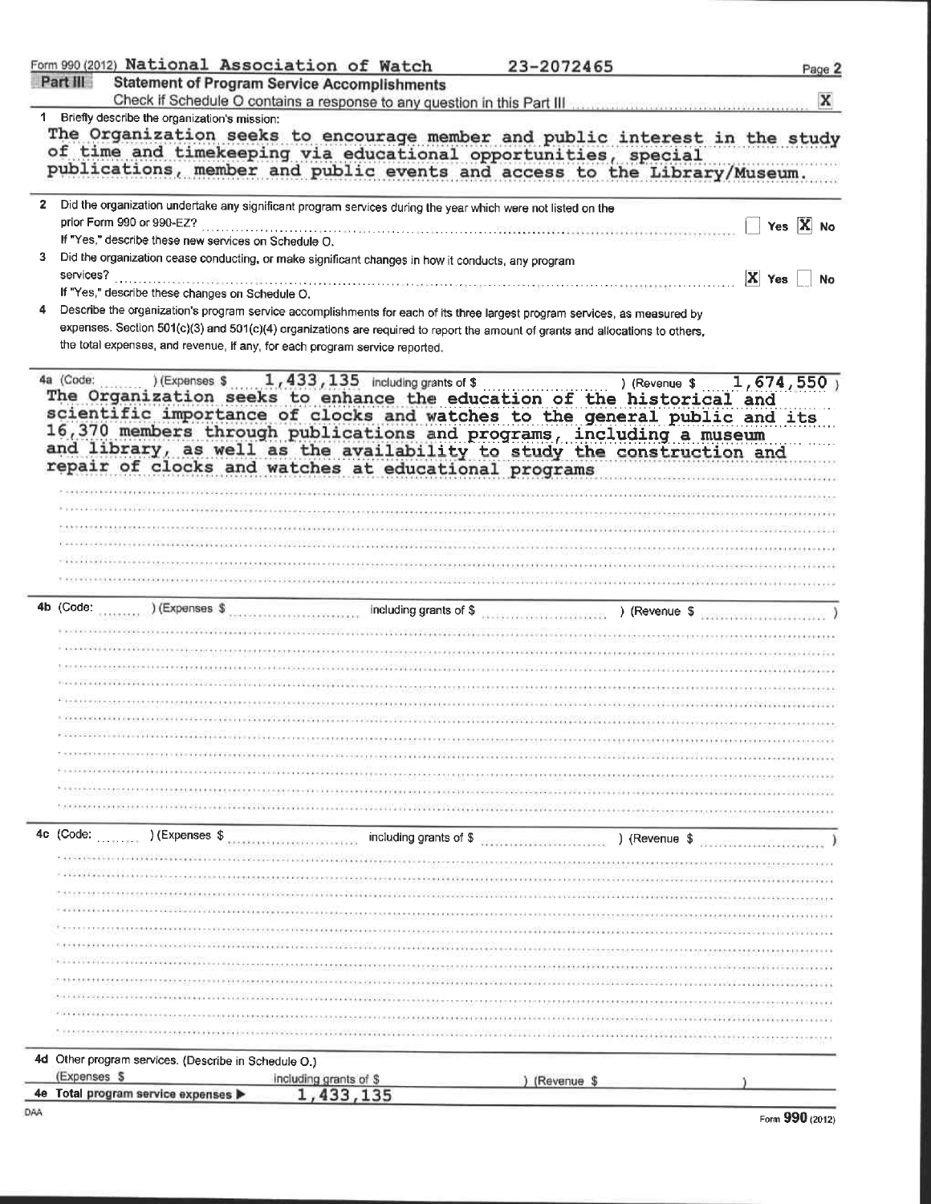Form 990 (2012) National Association of Watch 23-2072465

## Part III Statement of Program Service Accomplishments

Check if Schedule O contains a response to any question in this Part III [X]

1 Briefly describe the organization's mission:

The Organization seeks to encourage member and public interest in the study of time and timekeeping via educational opportunities, special publications, member and public events and access to the Library/Museum.

2 Did the organization undertake any significant program services during the year which were not listed on the prior Form 990 or 990-EZ? [ ] Yes [X] No

If "Yes," describe these new services on Schedule O.

3 Did the organization cease conducting, or make significant changes in how it conducts, any program services? [X] Yes [ ] No

If "Yes," describe these changes on Schedule O.

4 Describe the organization's program service accomplishments for each of its three largest program services, as measured by expenses. Section 501(c)(3) and 501(c)(4) organizations are required to report the amount of grants and allocations to others, the total expenses, and revenue, if any, for each program service reported.

4a (Code: ) (Expenses $ 1,433,135 including grants of $ ) (Revenue $ 1,674,550 )

The Organization seeks to enhance the education of the historical and scientific importance of clocks and watches to the general public and its 16,370 members through publications and programs, including a museum and library, as well as the availability to study the construction and repair of clocks and watches at educational programs

4b (Code: ) (Expenses $ including grants of $ ) (Revenue $ )

4c (Code: ) (Expenses $ including grants of $ ) (Revenue $ )

4d Other program services. (Describe in Schedule O.)

(Expenses $ including grants of $ ) (Revenue $ )

4e Total program service expenses ▶ 1,433,135

Form 990 (2012)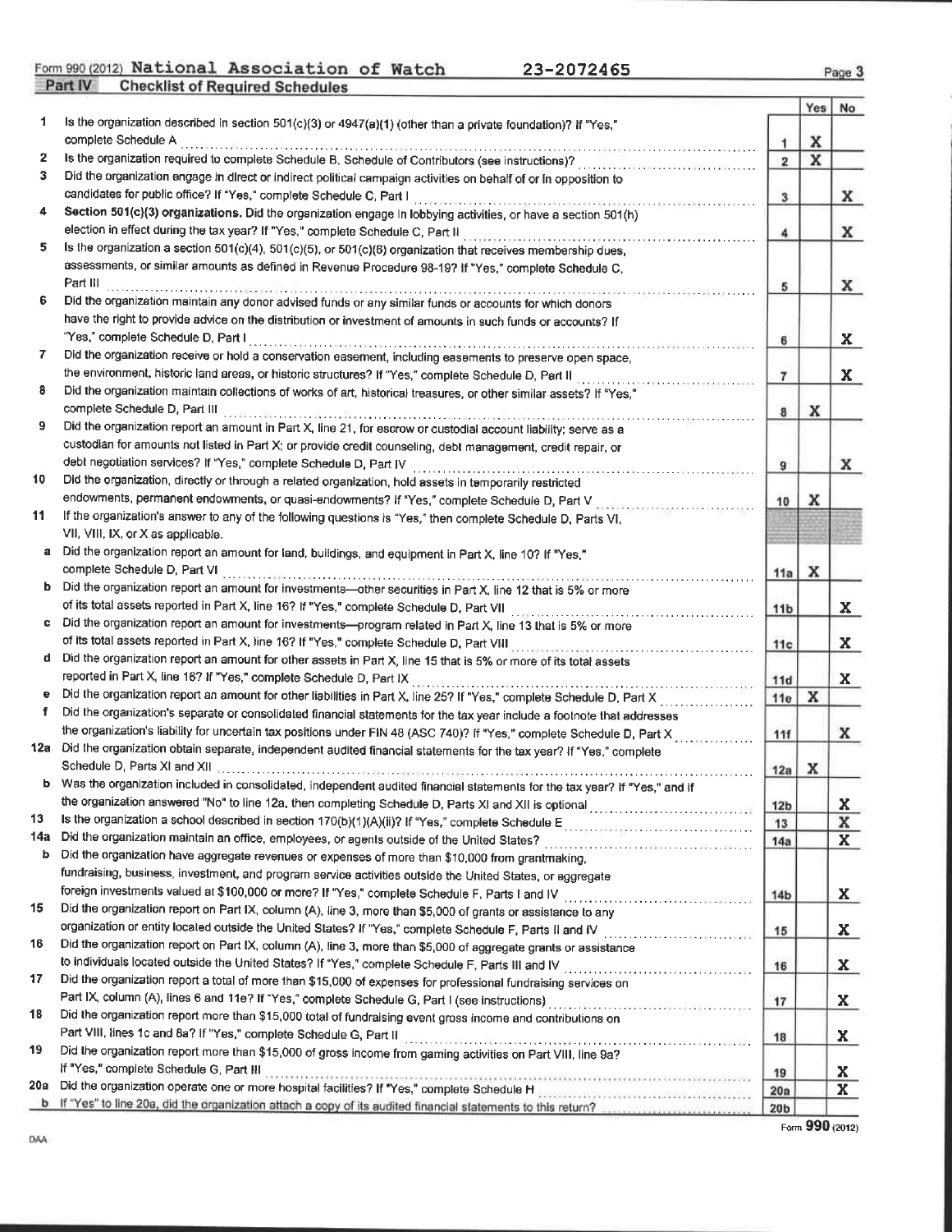Form 990 (2012) **National Association of Watch** 23-2072465

**Part IV Checklist of Required Schedules**

| | | | Yes | No |
|---|---|---|---|---|
| 1 | Is the organization described in section 501(c)(3) or 4947(a)(1) (other than a private foundation)? If "Yes," complete Schedule A | 1 | X | |
| 2 | Is the organization required to complete Schedule B, Schedule of Contributors (see instructions)? | 2 | X | |
| 3 | Did the organization engage in direct or indirect political campaign activities on behalf of or in opposition to candidates for public office? If "Yes," complete Schedule C, Part I | 3 | | X |
| 4 | **Section 501(c)(3) organizations.** Did the organization engage in lobbying activities, or have a section 501(h) election in effect during the tax year? If "Yes," complete Schedule C, Part II | 4 | | X |
| 5 | Is the organization a section 501(c)(4), 501(c)(5), or 501(c)(6) organization that receives membership dues, assessments, or similar amounts as defined in Revenue Procedure 98-19? If "Yes," complete Schedule C, Part III | 5 | | X |
| 6 | Did the organization maintain any donor advised funds or any similar funds or accounts for which donors have the right to provide advice on the distribution or investment of amounts in such funds or accounts? If "Yes," complete Schedule D, Part I | 6 | | X |
| 7 | Did the organization receive or hold a conservation easement, including easements to preserve open space, the environment, historic land areas, or historic structures? If "Yes," complete Schedule D, Part II | 7 | | X |
| 8 | Did the organization maintain collections of works of art, historical treasures, or other similar assets? If "Yes," complete Schedule D, Part III | 8 | X | |
| 9 | Did the organization report an amount in Part X, line 21, for escrow or custodial account liability; serve as a custodian for amounts not listed in Part X; or provide credit counseling, debt management, credit repair, or debt negotiation services? If "Yes," complete Schedule D, Part IV | 9 | | X |
| 10 | Did the organization, directly or through a related organization, hold assets in temporarily restricted endowments, permanent endowments, or quasi-endowments? If "Yes," complete Schedule D, Part V | 10 | X | |
| 11 | If the organization's answer to any of the following questions is "Yes," then complete Schedule D, Parts VI, VII, VIII, IX, or X as applicable. | | | |
| a | Did the organization report an amount for land, buildings, and equipment in Part X, line 10? If "Yes," complete Schedule D, Part VI | 11a | X | |
| b | Did the organization report an amount for investments—other securities in Part X, line 12 that is 5% or more of its total assets reported in Part X, line 16? If "Yes," complete Schedule D, Part VII | 11b | | X |
| c | Did the organization report an amount for investments—program related in Part X, line 13 that is 5% or more of its total assets reported in Part X, line 16? If "Yes," complete Schedule D, Part VIII | 11c | | X |
| d | Did the organization report an amount for other assets in Part X, line 15 that is 5% or more of its total assets reported in Part X, line 16? If "Yes," complete Schedule D, Part IX | 11d | | X |
| e | Did the organization report an amount for other liabilities in Part X, line 25? If "Yes," complete Schedule D, Part X | 11e | X | |
| f | Did the organization's separate or consolidated financial statements for the tax year include a footnote that addresses the organization's liability for uncertain tax positions under FIN 48 (ASC 740)? If "Yes," complete Schedule D, Part X | 11f | | X |
| 12a | Did the organization obtain separate, independent audited financial statements for the tax year? If "Yes," complete Schedule D, Parts XI and XII | 12a | X | |
| b | Was the organization included in consolidated, independent audited financial statements for the tax year? If "Yes," and if the organization answered "No" to line 12a, then completing Schedule D, Parts XI and XII is optional | 12b | | X |
| 13 | Is the organization a school described in section 170(b)(1)(A)(ii)? If "Yes," complete Schedule E | 13 | | X |
| 14a | Did the organization maintain an office, employees, or agents outside of the United States? | 14a | | X |
| b | Did the organization have aggregate revenues or expenses of more than $10,000 from grantmaking, fundraising, business, investment, and program service activities outside the United States, or aggregate foreign investments valued at $100,000 or more? If "Yes," complete Schedule F, Parts I and IV | 14b | | X |
| 15 | Did the organization report on Part IX, column (A), line 3, more than $5,000 of grants or assistance to any organization or entity located outside the United States? If "Yes," complete Schedule F, Parts II and IV | 15 | | X |
| 16 | Did the organization report on Part IX, column (A), line 3, more than $5,000 of aggregate grants or assistance to individuals located outside the United States? If "Yes," complete Schedule F, Parts III and IV | 16 | | X |
| 17 | Did the organization report a total of more than $15,000 of expenses for professional fundraising services on Part IX, column (A), lines 6 and 11e? If "Yes," complete Schedule G, Part I (see instructions) | 17 | | X |
| 18 | Did the organization report more than $15,000 total of fundraising event gross income and contributions on Part VIII, lines 1c and 8a? If "Yes," complete Schedule G, Part II | 18 | | X |
| 19 | Did the organization report more than $15,000 of gross income from gaming activities on Part VIII, line 9a? If "Yes," complete Schedule G, Part III | 19 | | X |
| 20a | Did the organization operate one or more hospital facilities? If "Yes," complete Schedule H | 20a | | X |
| b | If "Yes" to line 20a, did the organization attach a copy of its audited financial statements to this return? | 20b | | |

Form **990** (2012)

DAA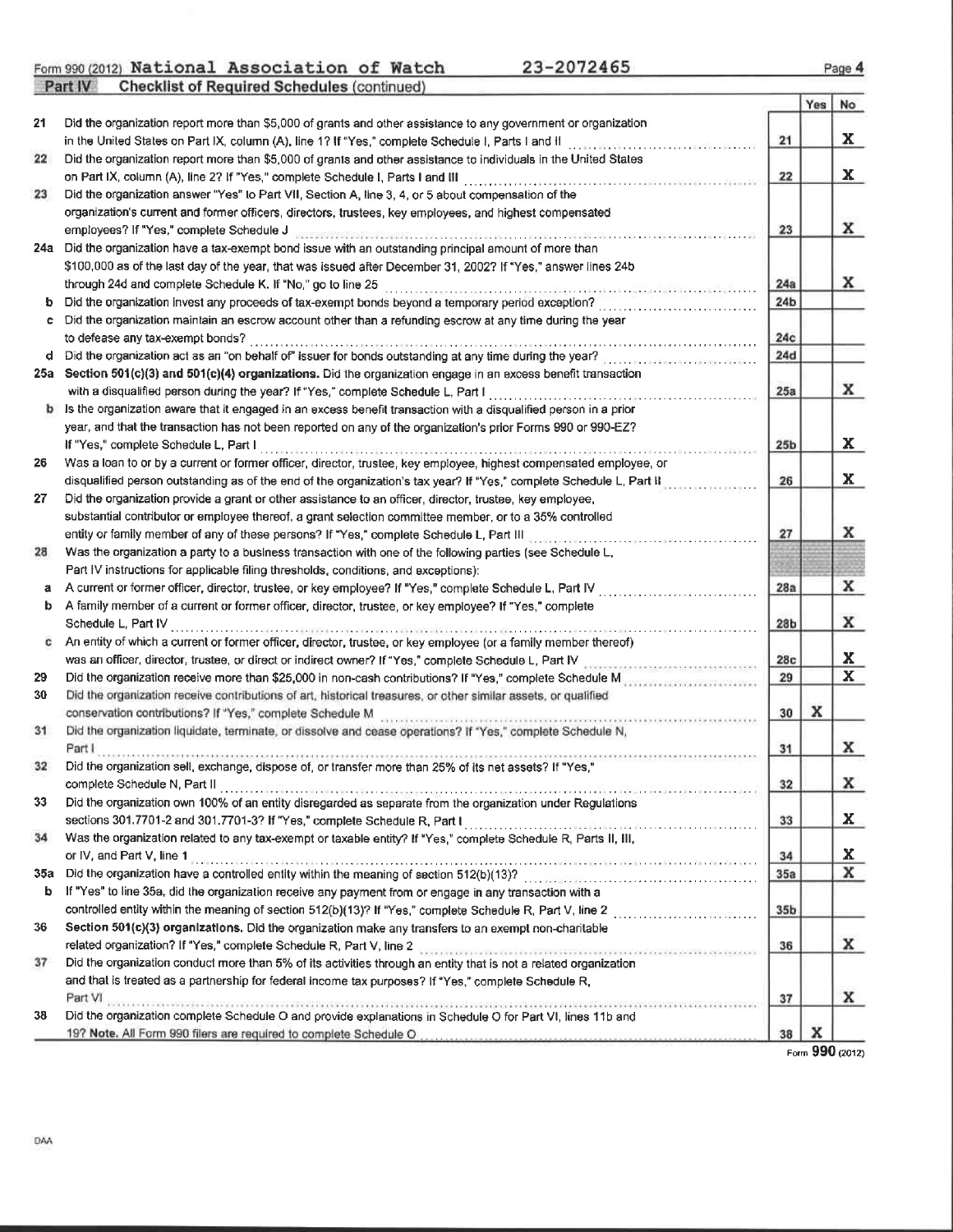Form 990 (2012) **National Association of Watch** **23-2072465** Page **4**

**Part IV** **Checklist of Required Schedules** (continued)

| | | | Yes | No |
|---|---|---|---|---|
| 21 | Did the organization report more than $5,000 of grants and other assistance to any government or organization in the United States on Part IX, column (A), line 1? If "Yes," complete Schedule I, Parts I and II | 21 | | X |
| 22 | Did the organization report more than $5,000 of grants and other assistance to individuals in the United States on Part IX, column (A), line 2? If "Yes," complete Schedule I, Parts I and III | 22 | | X |
| 23 | Did the organization answer "Yes" to Part VII, Section A, line 3, 4, or 5 about compensation of the organization's current and former officers, directors, trustees, key employees, and highest compensated employees? If "Yes," complete Schedule J | 23 | | X |
| 24a | Did the organization have a tax-exempt bond issue with an outstanding principal amount of more than $100,000 as of the last day of the year, that was issued after December 31, 2002? If "Yes," answer lines 24b through 24d and complete Schedule K. If "No," go to line 25 | 24a | | X |
| b | Did the organization invest any proceeds of tax-exempt bonds beyond a temporary period exception? | 24b | | |
| c | Did the organization maintain an escrow account other than a refunding escrow at any time during the year to defease any tax-exempt bonds? | 24c | | |
| d | Did the organization act as an "on behalf of" issuer for bonds outstanding at any time during the year? | 24d | | |
| 25a | **Section 501(c)(3) and 501(c)(4) organizations.** Did the organization engage in an excess benefit transaction with a disqualified person during the year? If "Yes," complete Schedule L, Part I | 25a | | X |
| b | Is the organization aware that it engaged in an excess benefit transaction with a disqualified person in a prior year, and that the transaction has not been reported on any of the organization's prior Forms 990 or 990-EZ? If "Yes," complete Schedule L, Part I | 25b | | X |
| 26 | Was a loan to or by a current or former officer, director, trustee, key employee, highest compensated employee, or disqualified person outstanding as of the end of the organization's tax year? If "Yes," complete Schedule L, Part II | 26 | | X |
| 27 | Did the organization provide a grant or other assistance to an officer, director, trustee, key employee, substantial contributor or employee thereof, a grant selection committee member, or to a 35% controlled entity or family member of any of these persons? If "Yes," complete Schedule L, Part III | 27 | | X |
| 28 | Was the organization a party to a business transaction with one of the following parties (see Schedule L, Part IV instructions for applicable filing thresholds, conditions, and exceptions): | | | |
| a | A current or former officer, director, trustee, or key employee? If "Yes," complete Schedule L, Part IV | 28a | | X |
| b | A family member of a current or former officer, director, trustee, or key employee? If "Yes," complete Schedule L, Part IV | 28b | | X |
| c | An entity of which a current or former officer, director, trustee, or key employee (or a family member thereof) was an officer, director, trustee, or direct or indirect owner? If "Yes," complete Schedule L, Part IV | 28c | | X |
| 29 | Did the organization receive more than $25,000 in non-cash contributions? If "Yes," complete Schedule M | 29 | | X |
| 30 | Did the organization receive contributions of art, historical treasures, or other similar assets, or qualified conservation contributions? If "Yes," complete Schedule M | 30 | X | |
| 31 | Did the organization liquidate, terminate, or dissolve and cease operations? If "Yes," complete Schedule N, Part I | 31 | | X |
| 32 | Did the organization sell, exchange, dispose of, or transfer more than 25% of its net assets? If "Yes," complete Schedule N, Part II | 32 | | X |
| 33 | Did the organization own 100% of an entity disregarded as separate from the organization under Regulations sections 301.7701-2 and 301.7701-3? If "Yes," complete Schedule R, Part I | 33 | | X |
| 34 | Was the organization related to any tax-exempt or taxable entity? If "Yes," complete Schedule R, Parts II, III, or IV, and Part V, line 1 | 34 | | X |
| 35a | Did the organization have a controlled entity within the meaning of section 512(b)(13)? | 35a | | X |
| b | If "Yes" to line 35a, did the organization receive any payment from or engage in any transaction with a controlled entity within the meaning of section 512(b)(13)? If "Yes," complete Schedule R, Part V, line 2 | 35b | | |
| 36 | **Section 501(c)(3) organizations.** Did the organization make any transfers to an exempt non-charitable related organization? If "Yes," complete Schedule R, Part V, line 2 | 36 | | X |
| 37 | Did the organization conduct more than 5% of its activities through an entity that is not a related organization and that is treated as a partnership for federal income tax purposes? If "Yes," complete Schedule R, Part VI | 37 | | X |
| 38 | Did the organization complete Schedule O and provide explanations in Schedule O for Part VI, lines 11b and 19? **Note.** All Form 990 filers are required to complete Schedule O | 38 | X | |

Form **990** (2012)

DAA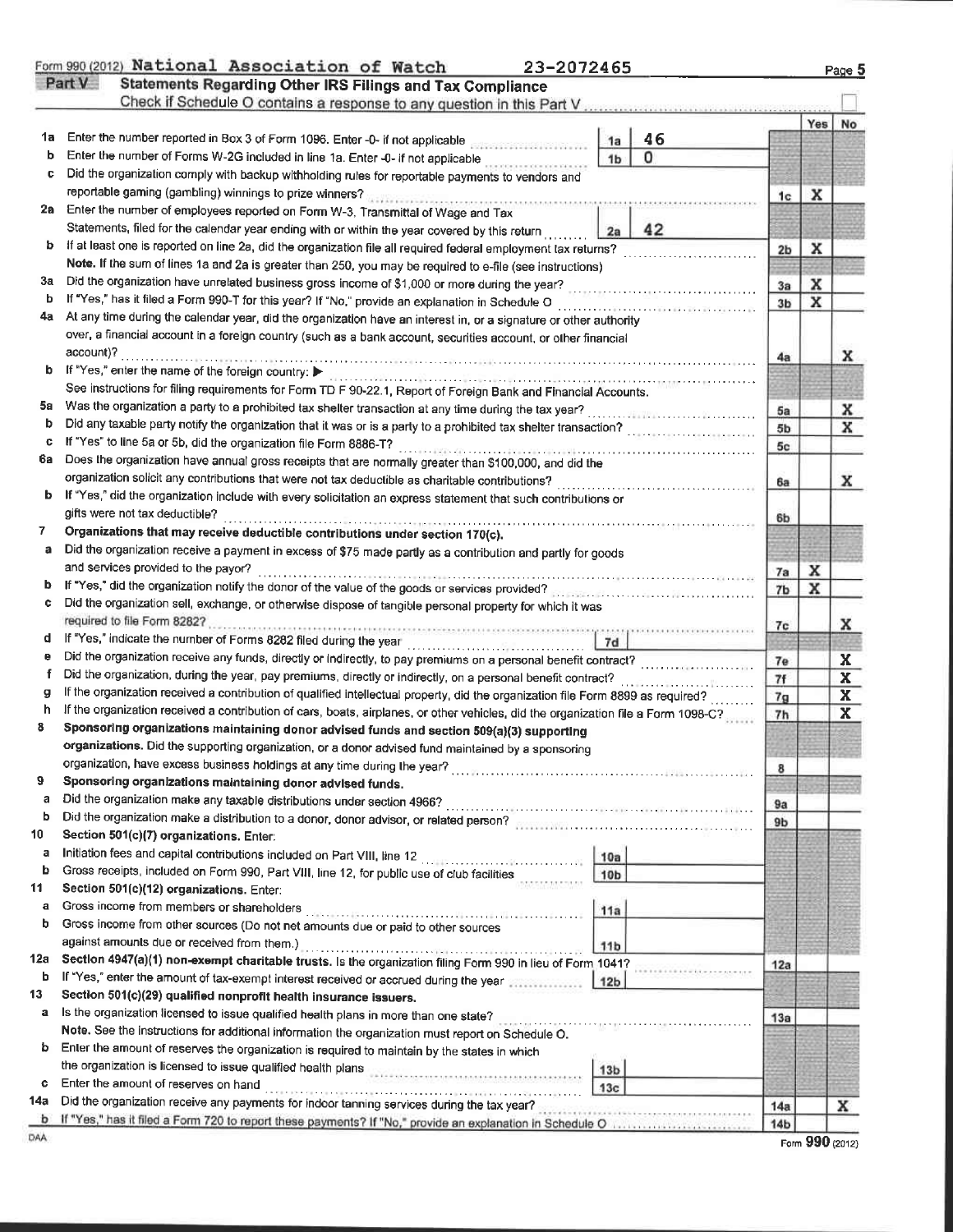Form 990 (2012) **National Association of Watch** 23-2072465

**Part V — Statements Regarding Other IRS Filings and Tax Compliance**

Check if Schedule O contains a response to any question in this Part V ☐

| | | | | | Yes | No |
|---|---|---|---|---|---|---|
| 1a | Enter the number reported in Box 3 of Form 1096. Enter -0- if not applicable | 1a | 46 | | | |
| b | Enter the number of Forms W-2G included in line 1a. Enter -0- if not applicable | 1b | 0 | | | |
| c | Did the organization comply with backup withholding rules for reportable payments to vendors and reportable gaming (gambling) winnings to prize winners? | | | 1c | X | |
| 2a | Enter the number of employees reported on Form W-3, Transmittal of Wage and Tax Statements, filed for the calendar year ending with or within the year covered by this return | 2a | 42 | | | |
| b | If at least one is reported on line 2a, did the organization file all required federal employment tax returns? | | | 2b | X | |
| | **Note.** If the sum of lines 1a and 2a is greater than 250, you may be required to e-file (see instructions) | | | | | |
| 3a | Did the organization have unrelated business gross income of $1,000 or more during the year? | | | 3a | X | |
| b | If "Yes," has it filed a Form 990-T for this year? If "No," provide an explanation in Schedule O | | | 3b | X | |
| 4a | At any time during the calendar year, did the organization have an interest in, or a signature or other authority over, a financial account in a foreign country (such as a bank account, securities account, or other financial account)? | | | 4a | | X |
| b | If "Yes," enter the name of the foreign country: ▶ | | | | | |
| | See instructions for filing requirements for Form TD F 90-22.1, Report of Foreign Bank and Financial Accounts. | | | | | |
| 5a | Was the organization a party to a prohibited tax shelter transaction at any time during the tax year? | | | 5a | | X |
| b | Did any taxable party notify the organization that it was or is a party to a prohibited tax shelter transaction? | | | 5b | | X |
| c | If "Yes" to line 5a or 5b, did the organization file Form 8886-T? | | | 5c | | |
| 6a | Does the organization have annual gross receipts that are normally greater than $100,000, and did the organization solicit any contributions that were not tax deductible as charitable contributions? | | | 6a | | X |
| b | If "Yes," did the organization include with every solicitation an express statement that such contributions or gifts were not tax deductible? | | | 6b | | |
| 7 | **Organizations that may receive deductible contributions under section 170(c).** | | | | | |
| a | Did the organization receive a payment in excess of $75 made partly as a contribution and partly for goods and services provided to the payor? | | | 7a | X | |
| b | If "Yes," did the organization notify the donor of the value of the goods or services provided? | | | 7b | X | |
| c | Did the organization sell, exchange, or otherwise dispose of tangible personal property for which it was required to file Form 8282? | | | 7c | | X |
| d | If "Yes," indicate the number of Forms 8282 filed during the year | 7d | | | | |
| e | Did the organization receive any funds, directly or indirectly, to pay premiums on a personal benefit contract? | | | 7e | | X |
| f | Did the organization, during the year, pay premiums, directly or indirectly, on a personal benefit contract? | | | 7f | | X |
| g | If the organization received a contribution of qualified intellectual property, did the organization file Form 8899 as required? | | | 7g | | X |
| h | If the organization received a contribution of cars, boats, airplanes, or other vehicles, did the organization file a Form 1098-C? | | | 7h | | X |
| 8 | **Sponsoring organizations maintaining donor advised funds and section 509(a)(3) supporting organizations.** Did the supporting organization, or a donor advised fund maintained by a sponsoring organization, have excess business holdings at any time during the year? | | | 8 | | |
| 9 | **Sponsoring organizations maintaining donor advised funds.** | | | | | |
| a | Did the organization make any taxable distributions under section 4966? | | | 9a | | |
| b | Did the organization make a distribution to a donor, donor advisor, or related person? | | | 9b | | |
| 10 | **Section 501(c)(7) organizations.** Enter: | | | | | |
| a | Initiation fees and capital contributions included on Part VIII, line 12 | 10a | | | | |
| b | Gross receipts, included on Form 990, Part VIII, line 12, for public use of club facilities | 10b | | | | |
| 11 | **Section 501(c)(12) organizations.** Enter: | | | | | |
| a | Gross income from members or shareholders | 11a | | | | |
| b | Gross income from other sources (Do not net amounts due or paid to other sources against amounts due or received from them.) | 11b | | | | |
| 12a | **Section 4947(a)(1) non-exempt charitable trusts.** Is the organization filing Form 990 in lieu of Form 1041? | | | 12a | | |
| b | If "Yes," enter the amount of tax-exempt interest received or accrued during the year | 12b | | | | |
| 13 | **Section 501(c)(29) qualified nonprofit health insurance issuers.** | | | | | |
| a | Is the organization licensed to issue qualified health plans in more than one state? | | | 13a | | |
| | **Note.** See the instructions for additional information the organization must report on Schedule O. | | | | | |
| b | Enter the amount of reserves the organization is required to maintain by the states in which the organization is licensed to issue qualified health plans | 13b | | | | |
| c | Enter the amount of reserves on hand | 13c | | | | |
| 14a | Did the organization receive any payments for indoor tanning services during the tax year? | | | 14a | | X |
| b | If "Yes," has it filed a Form 720 to report these payments? If "No," provide an explanation in Schedule O | | | 14b | | |

DAA Form **990** (2012)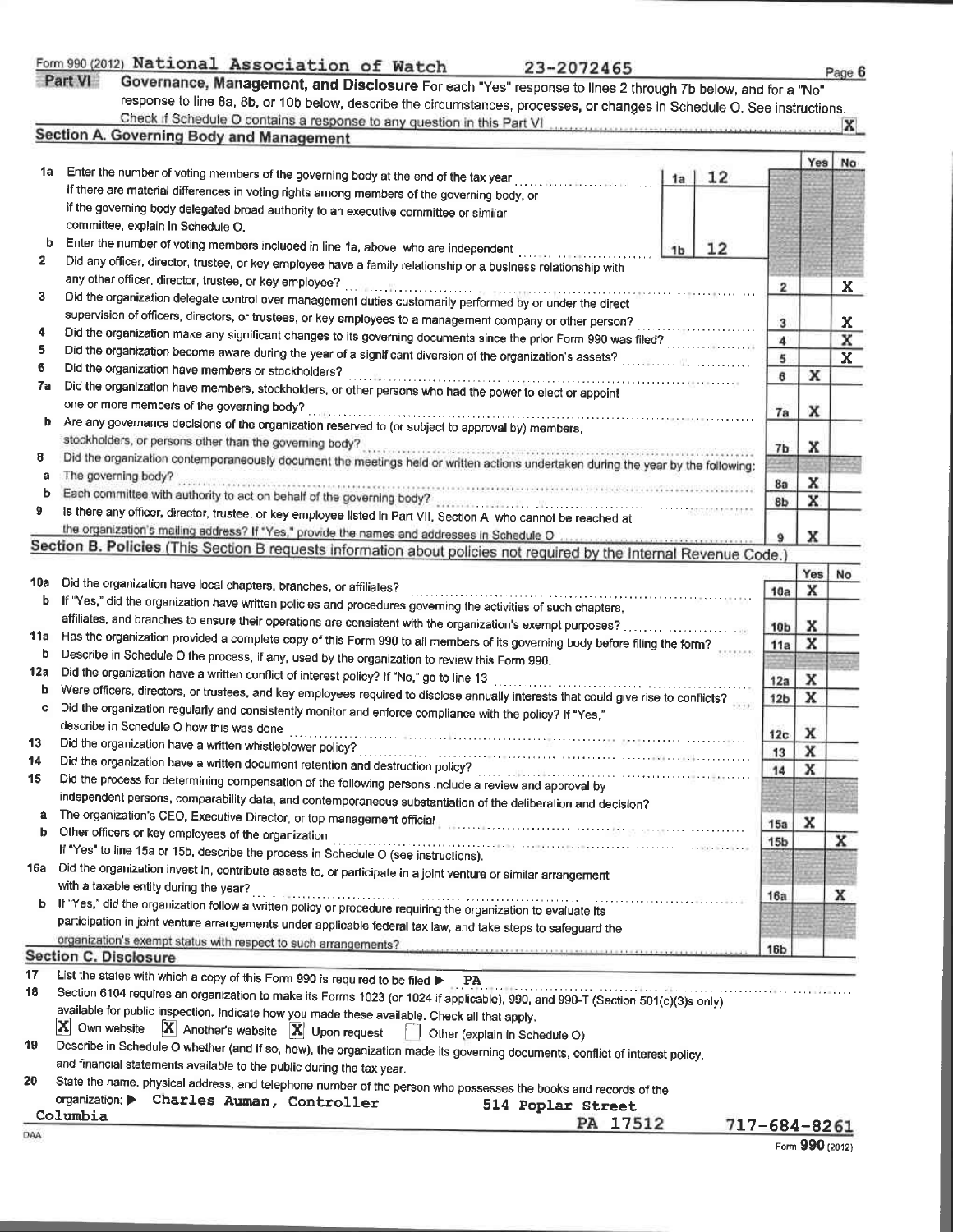Form 990 (2012) **National Association of Watch** **23-2072465** Page 6

## Part VI Governance, Management, and Disclosure

For each "Yes" response to lines 2 through 7b below, and for a "No" response to line 8a, 8b, or 10b below, describe the circumstances, processes, or changes in Schedule O. See instructions.

Check if Schedule O contains a response to any question in this Part VI ..... **X**

### Section A. Governing Body and Management

| | | | | Yes | No |
|---|---|---|---|---|---|
| 1a | Enter the number of voting members of the governing body at the end of the tax year ..... **1a** **12**. If there are material differences in voting rights among members of the governing body, or if the governing body delegated broad authority to an executive committee or similar committee, explain in Schedule O. | | | | |
| b | Enter the number of voting members included in line 1a, above, who are independent ..... **1b** **12** | | | | |
| 2 | Did any officer, director, trustee, or key employee have a family relationship or a business relationship with any other officer, director, trustee, or key employee? | 2 | | | X |
| 3 | Did the organization delegate control over management duties customarily performed by or under the direct supervision of officers, directors, or trustees, or key employees to a management company or other person? | 3 | | | X |
| 4 | Did the organization make any significant changes to its governing documents since the prior Form 990 was filed? | 4 | | | X |
| 5 | Did the organization become aware during the year of a significant diversion of the organization's assets? | 5 | | | X |
| 6 | Did the organization have members or stockholders? | 6 | | X | |
| 7a | Did the organization have members, stockholders, or other persons who had the power to elect or appoint one or more members of the governing body? | 7a | | X | |
| b | Are any governance decisions of the organization reserved to (or subject to approval by) members, stockholders, or persons other than the governing body? | 7b | | X | |
| 8 | Did the organization contemporaneously document the meetings held or written actions undertaken during the year by the following: | | | | |
| a | The governing body? | 8a | | X | |
| b | Each committee with authority to act on behalf of the governing body? | 8b | | X | |
| 9 | Is there any officer, director, trustee, or key employee listed in Part VII, Section A, who cannot be reached at the organization's mailing address? If "Yes," provide the names and addresses in Schedule O | 9 | | X | |

### Section B. Policies (This Section B requests information about policies not required by the Internal Revenue Code.)

| | | | Yes | No |
|---|---|---|---|---|
| 10a | Did the organization have local chapters, branches, or affiliates? | 10a | X | |
| b | If "Yes," did the organization have written policies and procedures governing the activities of such chapters, affiliates, and branches to ensure their operations are consistent with the organization's exempt purposes? | 10b | X | |
| 11a | Has the organization provided a complete copy of this Form 990 to all members of its governing body before filing the form? | 11a | X | |
| b | Describe in Schedule O the process, if any, used by the organization to review this Form 990. | | | |
| 12a | Did the organization have a written conflict of interest policy? If "No," go to line 13 | 12a | X | |
| b | Were officers, directors, or trustees, and key employees required to disclose annually interests that could give rise to conflicts? | 12b | X | |
| c | Did the organization regularly and consistently monitor and enforce compliance with the policy? If "Yes," describe in Schedule O how this was done | 12c | X | |
| 13 | Did the organization have a written whistleblower policy? | 13 | X | |
| 14 | Did the organization have a written document retention and destruction policy? | 14 | X | |
| 15 | Did the process for determining compensation of the following persons include a review and approval by independent persons, comparability data, and contemporaneous substantiation of the deliberation and decision? | | | |
| a | The organization's CEO, Executive Director, or top management official | 15a | X | |
| b | Other officers or key employees of the organization | 15b | | X |
| | If "Yes" to line 15a or 15b, describe the process in Schedule O (see instructions). | | | |
| 16a | Did the organization invest in, contribute assets to, or participate in a joint venture or similar arrangement with a taxable entity during the year? | 16a | | X |
| b | If "Yes," did the organization follow a written policy or procedure requiring the organization to evaluate its participation in joint venture arrangements under applicable federal tax law, and take steps to safeguard the organization's exempt status with respect to such arrangements? | 16b | | |

### Section C. Disclosure

17 List the states with which a copy of this Form 990 is required to be filed ▶ **PA**

18 Section 6104 requires an organization to make its Forms 1023 (or 1024 if applicable), 990, and 990-T (Section 501(c)(3)s only) available for public inspection. Indicate how you made these available. Check all that apply.

[X] Own website [X] Another's website [X] Upon request [ ] Other (explain in Schedule O)

19 Describe in Schedule O whether (and if so, how), the organization made its governing documents, conflict of interest policy, and financial statements available to the public during the tax year.

20 State the name, physical address, and telephone number of the person who possesses the books and records of the organization: ▶ **Charles Auman, Controller** **514 Poplar Street** **Columbia** **PA 17512** **717-684-8261**

DAA Form **990** (2012)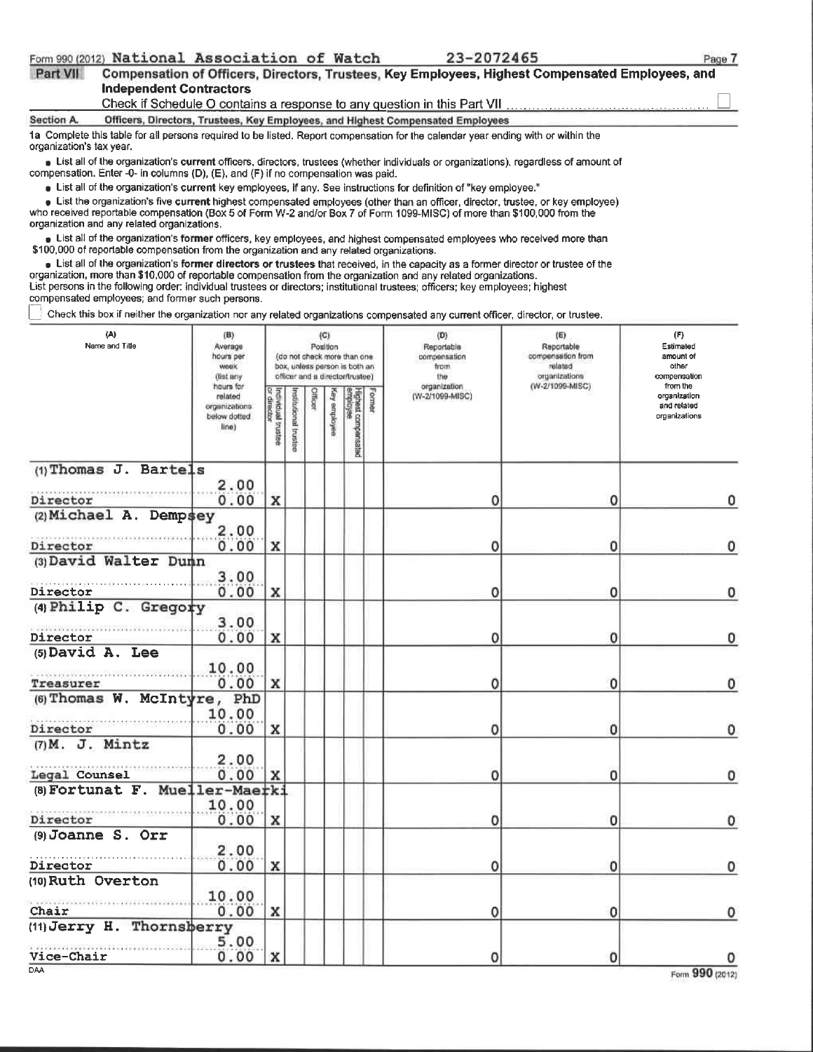Form 990 (2012) National Association of Watch 23-2072465

**Part VII Compensation of Officers, Directors, Trustees, Key Employees, Highest Compensated Employees, and Independent Contractors**

Check if Schedule O contains a response to any question in this Part VII ☐

**Section A. Officers, Directors, Trustees, Key Employees, and Highest Compensated Employees**

**1a** Complete this table for all persons required to be listed. Report compensation for the calendar year ending with or within the organization's tax year.

- List all of the organization's **current** officers, directors, trustees (whether individuals or organizations), regardless of amount of compensation. Enter -0- in columns (D), (E), and (F) if no compensation was paid.
- List all of the organization's **current** key employees, if any. See instructions for definition of "key employee."
- List the organization's five **current** highest compensated employees (other than an officer, director, trustee, or key employee) who received reportable compensation (Box 5 of Form W-2 and/or Box 7 of Form 1099-MISC) of more than $100,000 from the organization and any related organizations.
- List all of the organization's **former** officers, key employees, and highest compensated employees who received more than $100,000 of reportable compensation from the organization and any related organizations.
- List all of the organization's **former directors or trustees** that received, in the capacity as a former director or trustee of the organization, more than $10,000 of reportable compensation from the organization and any related organizations.

List persons in the following order: individual trustees or directors; institutional trustees; officers; key employees; highest compensated employees; and former such persons.

☐ Check this box if neither the organization nor any related organizations compensated any current officer, director, or trustee.

| (A) Name and Title | (B) Average hours per week (list any hours for related organizations below dotted line) | (C) Position (do not check more than one box, unless person is both an officer and a director/trustee) | | | | | | (D) Reportable compensation from the organization (W-2/1099-MISC) | (E) Reportable compensation from related organizations (W-2/1099-MISC) | (F) Estimated amount of other compensation from the organization and related organizations |
|---|---|---|---|---|---|---|---|---|---|---|
| | | Individual trustee or director | Institutional trustee | Officer | Key employee | Highest compensated employee | Former | | | |
| (1) Thomas J. Bartels<br>Director | 2.00<br>0.00 | X | | | | | | 0 | 0 | 0 |
| (2) Michael A. Dempsey<br>Director | 2.00<br>0.00 | X | | | | | | 0 | 0 | 0 |
| (3) David Walter Dunn<br>Director | 3.00<br>0.00 | X | | | | | | 0 | 0 | 0 |
| (4) Philip C. Gregory<br>Director | 3.00<br>0.00 | X | | | | | | 0 | 0 | 0 |
| (5) David A. Lee<br>Treasurer | 10.00<br>0.00 | X | | | | | | 0 | 0 | 0 |
| (6) Thomas W. McIntyre, PhD<br>Director | 10.00<br>0.00 | X | | | | | | 0 | 0 | 0 |
| (7) M. J. Mintz<br>Legal Counsel | 2.00<br>0.00 | X | | | | | | 0 | 0 | 0 |
| (8) Fortunat F. Mueller-Maerki<br>Director | 10.00<br>0.00 | X | | | | | | 0 | 0 | 0 |
| (9) Joanne S. Orr<br>Director | 2.00<br>0.00 | X | | | | | | 0 | 0 | 0 |
| (10) Ruth Overton<br>Chair | 10.00<br>0.00 | X | | | | | | 0 | 0 | 0 |
| (11) Jerry H. Thornsberry<br>Vice-Chair | 5.00<br>0.00 | X | | | | | | 0 | 0 | 0 |

DAA Form **990** (2012)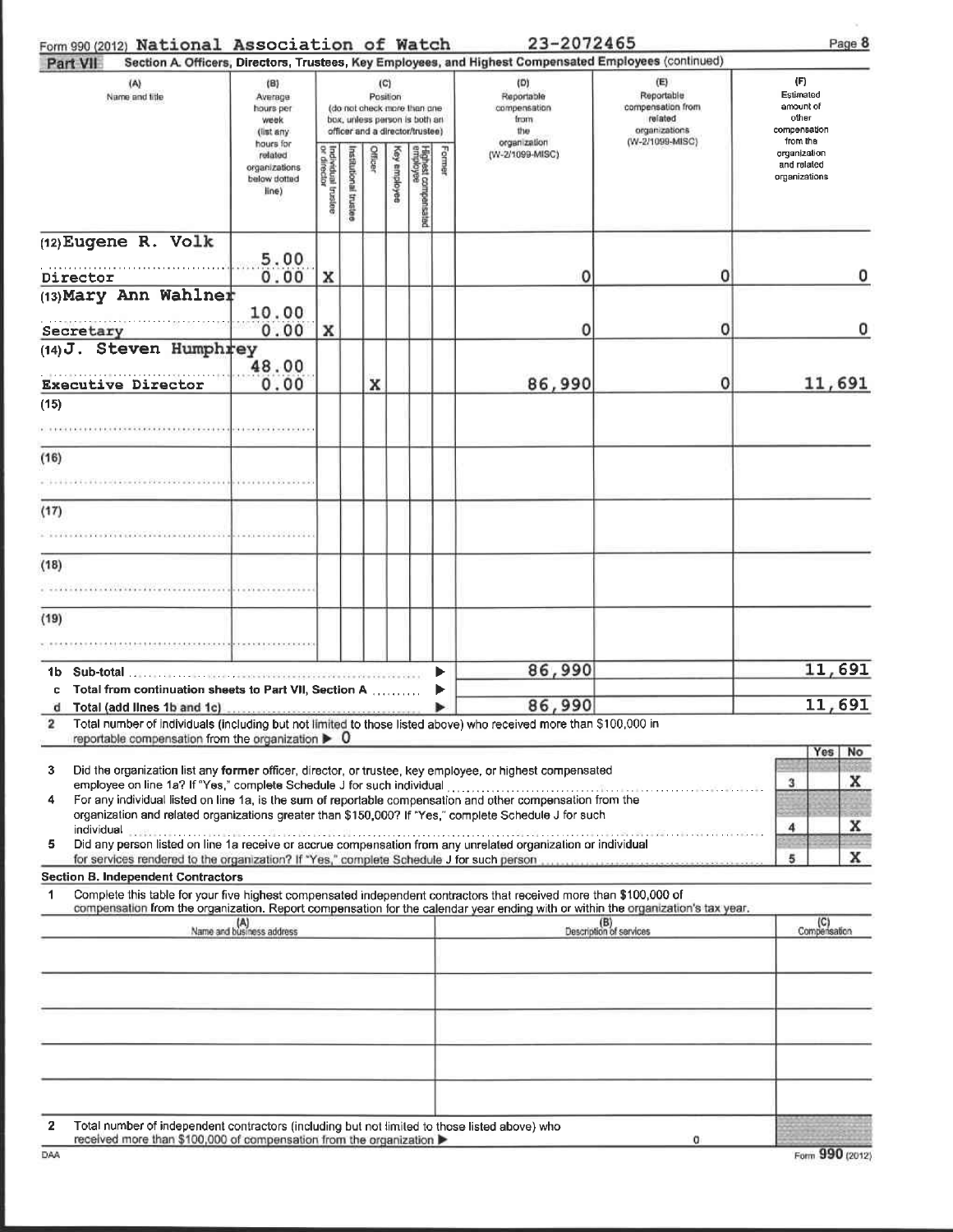Form 990 (2012) National Association of Watch 23-2072465 Page 8

**Part VII Section A. Officers, Directors, Trustees, Key Employees, and Highest Compensated Employees (continued)**

| (A) Name and title | (B) Average hours per week (list any hours for related organizations below dotted line) | (C) Position: Individual trustee or director | Institutional trustee | Officer | Key employee | Highest compensated employee | Former | (D) Reportable compensation from the organization (W-2/1099-MISC) | (E) Reportable compensation from related organizations (W-2/1099-MISC) | (F) Estimated amount of other compensation from the organization and related organizations |
|---|---|---|---|---|---|---|---|---|---|---|
| (12) Eugene R. Volk<br>Director | 5.00<br>0.00 | X | | | | | | 0 | 0 | 0 |
| (13) Mary Ann Wahlner<br>Secretary | 10.00<br>0.00 | X | | | | | | 0 | 0 | 0 |
| (14) J. Steven Humphrey<br>Executive Director | 48.00<br>0.00 | | | X | | | | 86,990 | 0 | 11,691 |
| (15) | | | | | | | | | | |
| (16) | | | | | | | | | | |
| (17) | | | | | | | | | | |
| (18) | | | | | | | | | | |
| (19) | | | | | | | | | | |
| 1b Sub-total | | | | | | | | 86,990 | | 11,691 |
| c Total from continuation sheets to Part VII, Section A | | | | | | | | | | |
| d Total (add lines 1b and 1c) | | | | | | | | 86,990 | | 11,691 |

2 Total number of individuals (including but not limited to those listed above) who received more than $100,000 in reportable compensation from the organization ▶ 0

| | | Yes | No |
|---|---|---|---|
| 3 Did the organization list any **former** officer, director, or trustee, key employee, or highest compensated employee on line 1a? If "Yes," complete Schedule J for such individual | 3 | | X |
| 4 For any individual listed on line 1a, is the sum of reportable compensation and other compensation from the organization and related organizations greater than $150,000? If "Yes," complete Schedule J for such individual | 4 | | X |
| 5 Did any person listed on line 1a receive or accrue compensation from any unrelated organization or individual for services rendered to the organization? If "Yes," complete Schedule J for such person | 5 | | X |

**Section B. Independent Contractors**

1 Complete this table for your five highest compensated independent contractors that received more than $100,000 of compensation from the organization. Report compensation for the calendar year ending with or within the organization's tax year.

| (A) Name and business address | (B) Description of services | (C) Compensation |
|---|---|---|
| | | |
| | | |
| | | |
| | | |
| | | |

2 Total number of independent contractors (including but not limited to those listed above) who received more than $100,000 of compensation from the organization ▶ 0

DAA Form **990** (2012)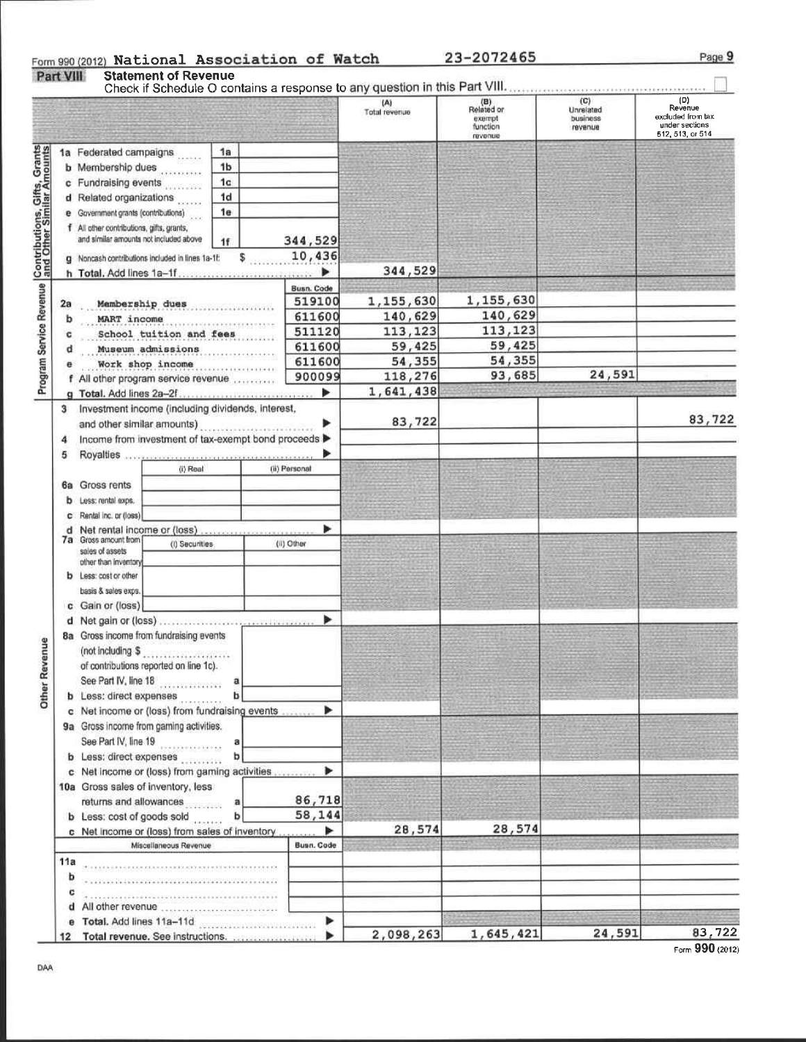Form 990 (2012) National Association of Watch 23-2072465

**Part VIII Statement of Revenue**

Check if Schedule O contains a response to any question in this Part VIII. ☐

| | | | (A) Total revenue | (B) Related or exempt function revenue | (C) Unrelated business revenue | (D) Revenue excluded from tax under sections 512, 513, or 514 |
|---|---|---|---|---|---|---|
| **Contributions, Gifts, Grants and Other Similar Amounts** | 1a Federated campaigns | 1a | | | | |
| | b Membership dues | 1b | | | | |
| | c Fundraising events | 1c | | | | |
| | d Related organizations | 1d | | | | |
| | e Government grants (contributions) | 1e | | | | |
| | f All other contributions, gifts, grants, and similar amounts not included above | 1f 344,529 | | | | |
| | g Noncash contributions included in lines 1a-1f: | $ 10,436 | | | | |
| | h Total. Add lines 1a–1f | ▶ | 344,529 | | | |
| **Program Service Revenue** | | Busn. Code | | | | |
| | 2a Membership dues | 519100 | 1,155,630 | 1,155,630 | | |
| | b MART income | 611600 | 140,629 | 140,629 | | |
| | c School tuition and fees | 511120 | 113,123 | 113,123 | | |
| | d Museum admissions | 611600 | 59,425 | 59,425 | | |
| | e Work shop income | 611600 | 54,355 | 54,355 | | |
| | f All other program service revenue | 900099 | 118,276 | 93,685 | 24,591 | |
| | g Total. Add lines 2a–2f | ▶ | 1,641,438 | | | |
| | 3 Investment income (including dividends, interest, and other similar amounts) | ▶ | 83,722 | | | 83,722 |
| | 4 Income from investment of tax-exempt bond proceeds | ▶ | | | | |
| | 5 Royalties | ▶ | | | | |
| | | (i) Real / (ii) Personal | | | | |
| | 6a Gross rents | | | | | |
| | b Less: rental exps. | | | | | |
| | c Rental inc. or (loss) | | | | | |
| | d Net rental income or (loss) | ▶ | | | | |
| | 7a Gross amount from sales of assets other than inventory | (i) Securities / (ii) Other | | | | |
| | b Less: cost or other basis & sales exps. | | | | | |
| | c Gain or (loss) | | | | | |
| | d Net gain or (loss) | ▶ | | | | |
| **Other Revenue** | 8a Gross income from fundraising events (not including $ of contributions reported on line 1c). See Part IV, line 18 | a | | | | |
| | b Less: direct expenses | b | | | | |
| | c Net income or (loss) from fundraising events | ▶ | | | | |
| | 9a Gross income from gaming activities. See Part IV, line 19 | a | | | | |
| | b Less: direct expenses | b | | | | |
| | c Net income or (loss) from gaming activities | ▶ | | | | |
| | 10a Gross sales of inventory, less returns and allowances | a 86,718 | | | | |
| | b Less: cost of goods sold | b 58,144 | | | | |
| | c Net income or (loss) from sales of inventory | ▶ | 28,574 | 28,574 | | |
| | Miscellaneous Revenue | Busn. Code | | | | |
| | 11a | | | | | |
| | b | | | | | |
| | c | | | | | |
| | d All other revenue | | | | | |
| | e Total. Add lines 11a–11d | ▶ | | | | |
| | 12 Total revenue. See instructions. | ▶ | 2,098,263 | 1,645,421 | 24,591 | 83,722 |

Form 990 (2012)

DAA